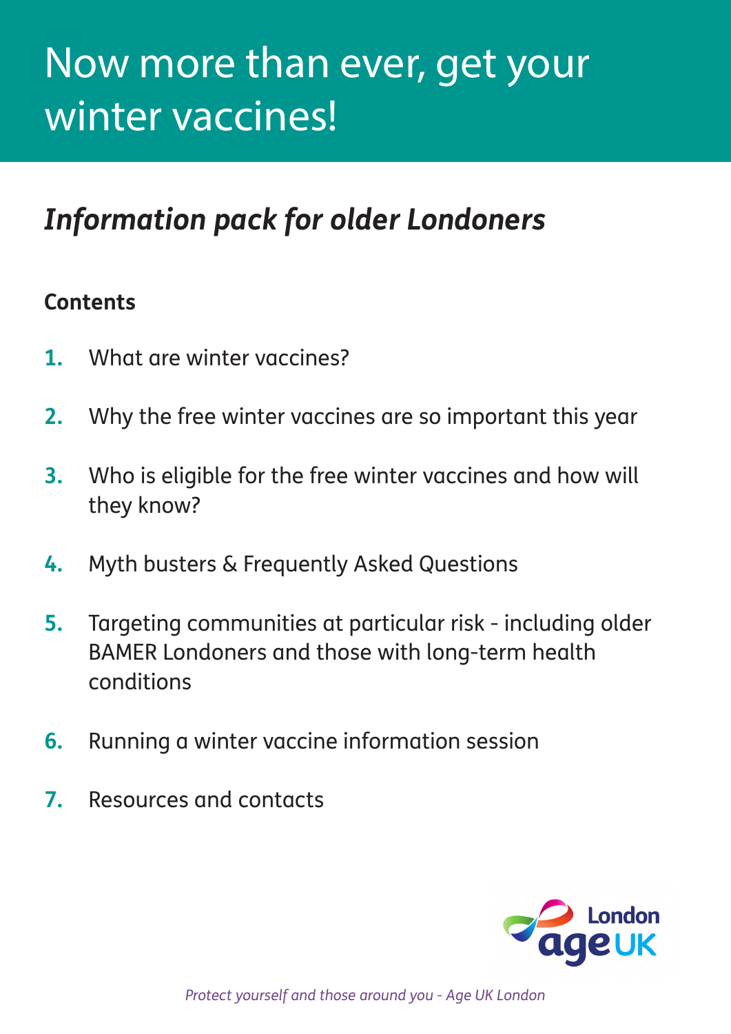# Now more than ever, get your winter vaccines!

## *Information pack for older Londoners*

**Contents**

1. What are winter vaccines?
2. Why the free winter vaccines are so important this year
3. Who is eligible for the free winter vaccines and how will they know?
4. Myth busters & Frequently Asked Questions
5. Targeting communities at particular risk - including older BAMER Londoners and those with long-term health conditions
6. Running a winter vaccine information session
7. Resources and contacts

London age UK

*Protect yourself and those around you - Age UK London*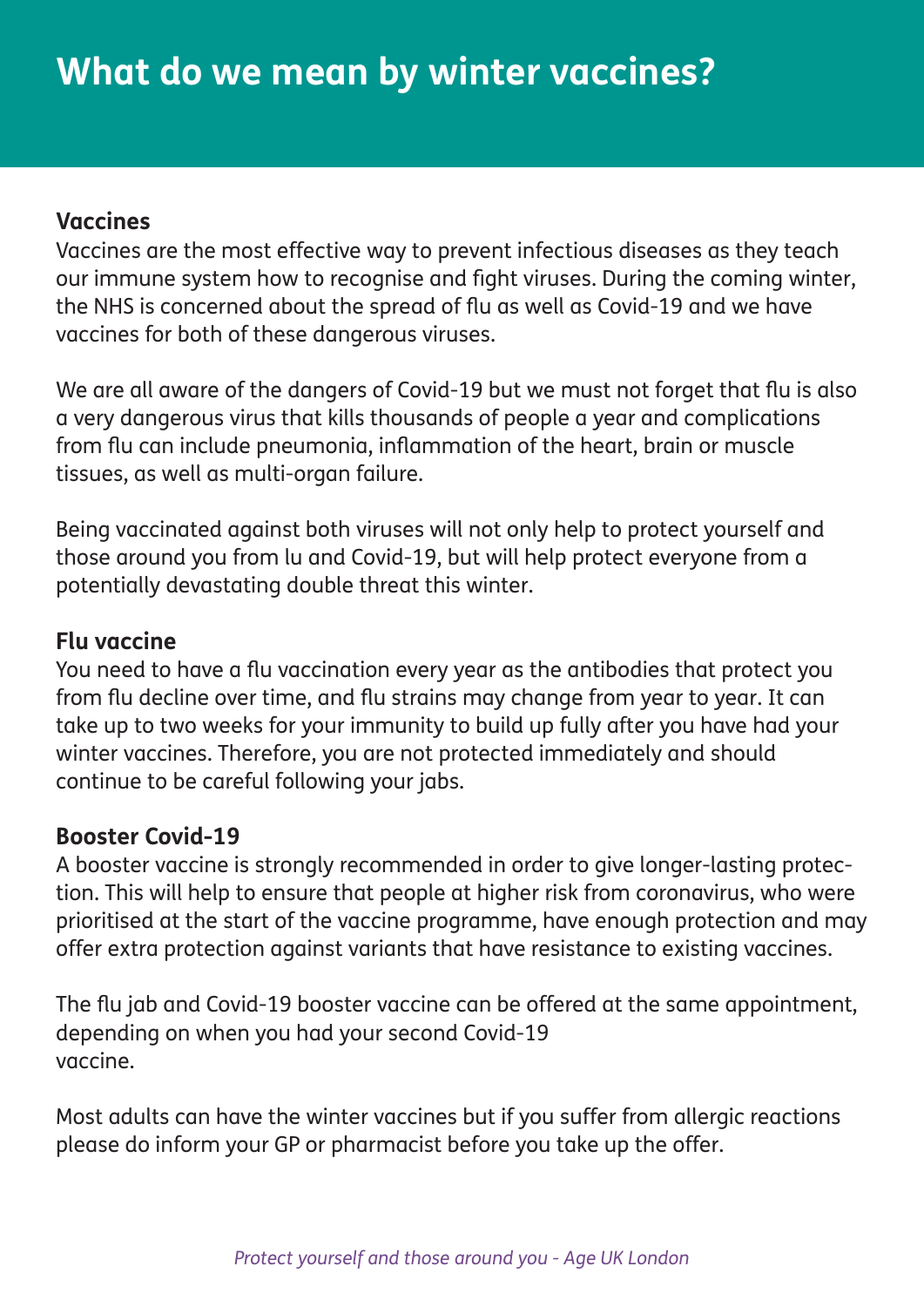# What do we mean by winter vaccines?

### Vaccines

Vaccines are the most effective way to prevent infectious diseases as they teach our immune system how to recognise and fight viruses. During the coming winter, the NHS is concerned about the spread of flu as well as Covid-19 and we have vaccines for both of these dangerous viruses.

We are all aware of the dangers of Covid-19 but we must not forget that flu is also a very dangerous virus that kills thousands of people a year and complications from flu can include pneumonia, inflammation of the heart, brain or muscle tissues, as well as multi-organ failure.

Being vaccinated against both viruses will not only help to protect yourself and those around you from lu and Covid-19, but will help protect everyone from a potentially devastating double threat this winter.

### Flu vaccine

You need to have a flu vaccination every year as the antibodies that protect you from flu decline over time, and flu strains may change from year to year. It can take up to two weeks for your immunity to build up fully after you have had your winter vaccines. Therefore, you are not protected immediately and should continue to be careful following your jabs.

### Booster Covid-19

A booster vaccine is strongly recommended in order to give longer-lasting protection. This will help to ensure that people at higher risk from coronavirus, who were prioritised at the start of the vaccine programme, have enough protection and may offer extra protection against variants that have resistance to existing vaccines.

The flu jab and Covid-19 booster vaccine can be offered at the same appointment, depending on when you had your second Covid-19 vaccine.

Most adults can have the winter vaccines but if you suffer from allergic reactions please do inform your GP or pharmacist before you take up the offer.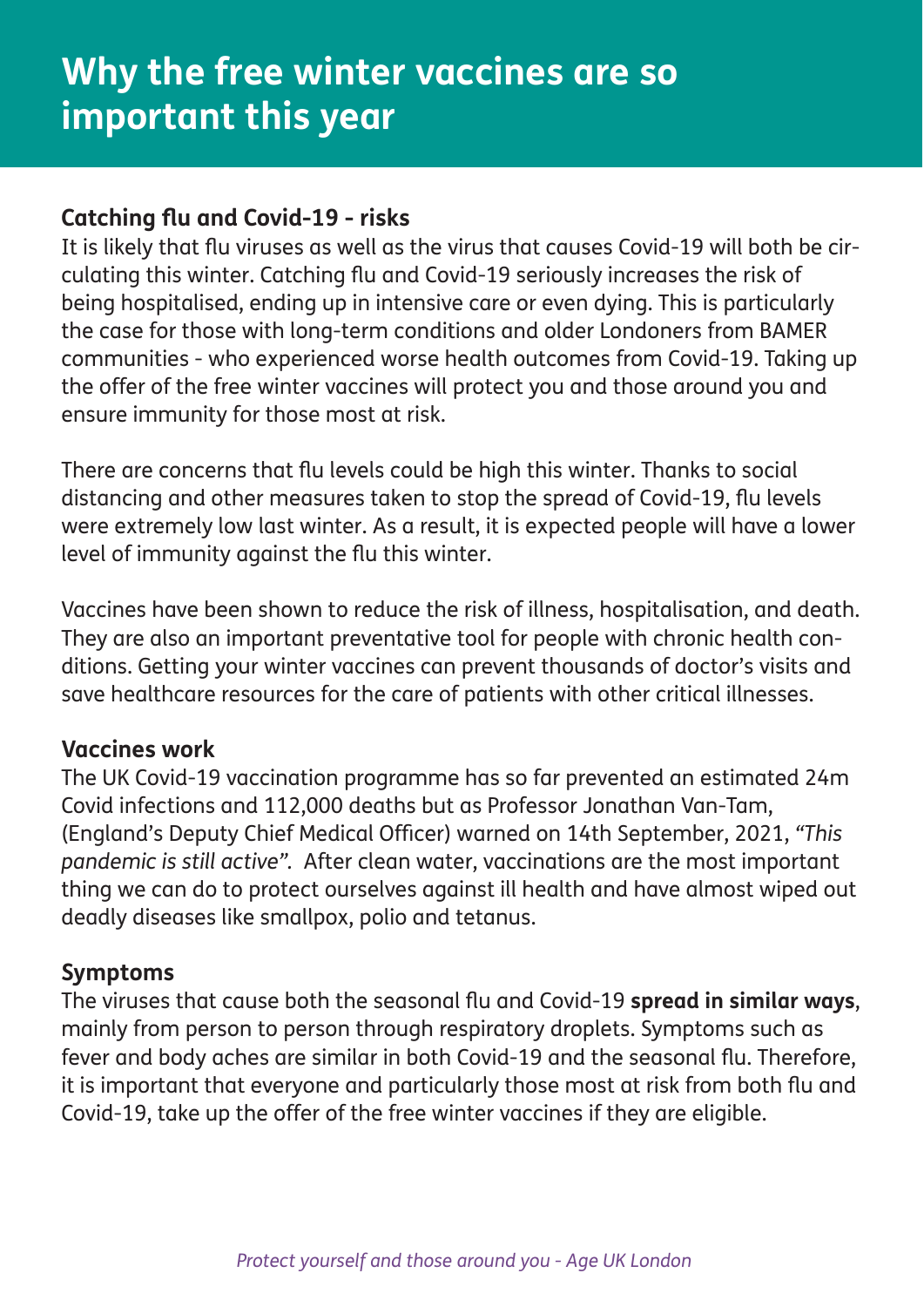# Why the free winter vaccines are so important this year

### Catching flu and Covid-19 - risks

It is likely that flu viruses as well as the virus that causes Covid-19 will both be circulating this winter. Catching flu and Covid-19 seriously increases the risk of being hospitalised, ending up in intensive care or even dying. This is particularly the case for those with long-term conditions and older Londoners from BAMER communities - who experienced worse health outcomes from Covid-19. Taking up the offer of the free winter vaccines will protect you and those around you and ensure immunity for those most at risk.

There are concerns that flu levels could be high this winter. Thanks to social distancing and other measures taken to stop the spread of Covid-19, flu levels were extremely low last winter. As a result, it is expected people will have a lower level of immunity against the flu this winter.

Vaccines have been shown to reduce the risk of illness, hospitalisation, and death. They are also an important preventative tool for people with chronic health conditions. Getting your winter vaccines can prevent thousands of doctor's visits and save healthcare resources for the care of patients with other critical illnesses.

### Vaccines work

The UK Covid-19 vaccination programme has so far prevented an estimated 24m Covid infections and 112,000 deaths but as Professor Jonathan Van-Tam, (England's Deputy Chief Medical Officer) warned on 14th September, 2021, *"This pandemic is still active".* After clean water, vaccinations are the most important thing we can do to protect ourselves against ill health and have almost wiped out deadly diseases like smallpox, polio and tetanus.

### Symptoms

The viruses that cause both the seasonal flu and Covid-19 **spread in similar ways**, mainly from person to person through respiratory droplets. Symptoms such as fever and body aches are similar in both Covid-19 and the seasonal flu. Therefore, it is important that everyone and particularly those most at risk from both flu and Covid-19, take up the offer of the free winter vaccines if they are eligible.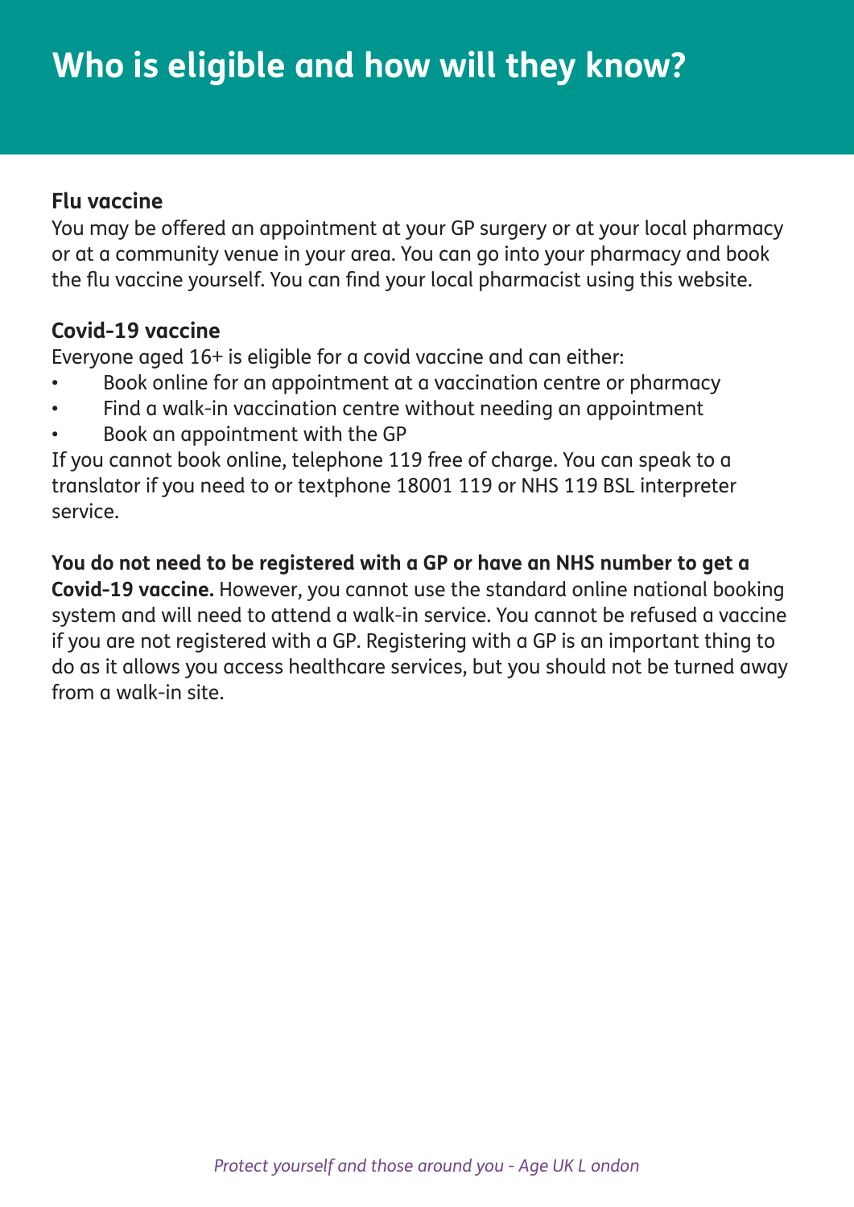# Who is eligible and how will they know?

**Flu vaccine**

You may be offered an appointment at your GP surgery or at your local pharmacy or at a community venue in your area. You can go into your pharmacy and book the flu vaccine yourself. You can find your local pharmacist using this website.

**Covid-19 vaccine**

Everyone aged 16+ is eligible for a covid vaccine and can either:

- Book online for an appointment at a vaccination centre or pharmacy
- Find a walk-in vaccination centre without needing an appointment
- Book an appointment with the GP

If you cannot book online, telephone 119 free of charge. You can speak to a translator if you need to or textphone 18001 119 or NHS 119 BSL interpreter service.

**You do not need to be registered with a GP or have an NHS number to get a Covid-19 vaccine.** However, you cannot use the standard online national booking system and will need to attend a walk-in service. You cannot be refused a vaccine if you are not registered with a GP. Registering with a GP is an important thing to do as it allows you access healthcare services, but you should not be turned away from a walk-in site.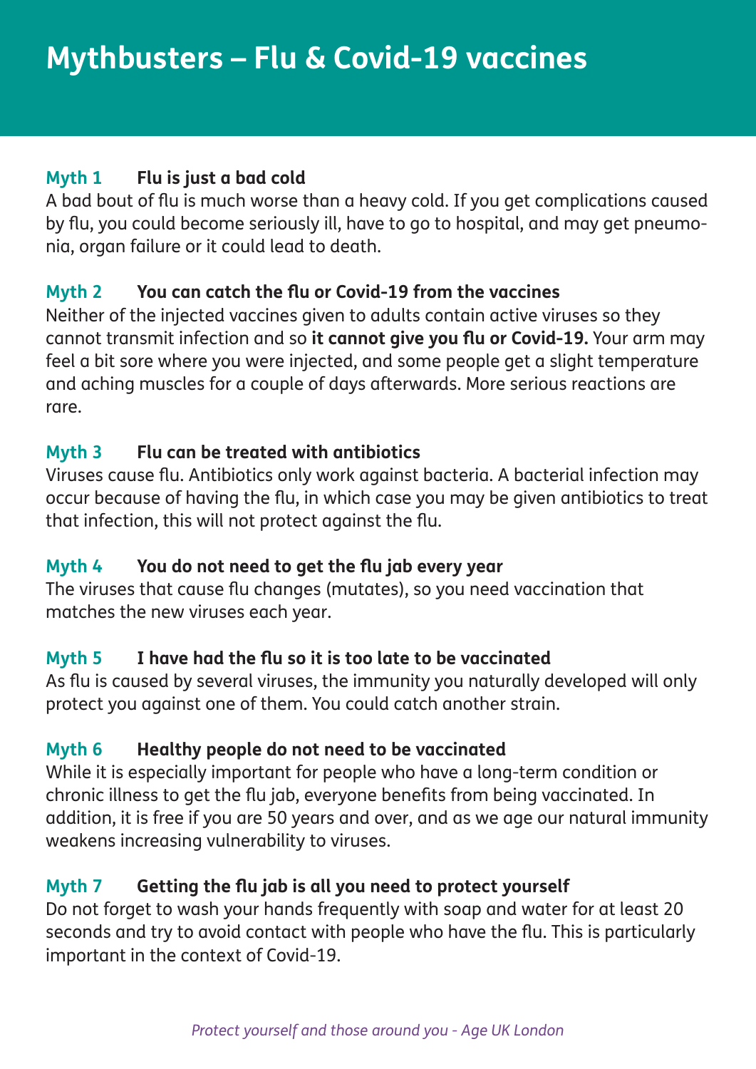# Mythbusters – Flu & Covid-19 vaccines

**Myth 1 Flu is just a bad cold**

A bad bout of flu is much worse than a heavy cold. If you get complications caused by flu, you could become seriously ill, have to go to hospital, and may get pneumonia, organ failure or it could lead to death.

**Myth 2 You can catch the flu or Covid-19 from the vaccines**

Neither of the injected vaccines given to adults contain active viruses so they cannot transmit infection and so **it cannot give you flu or Covid-19.** Your arm may feel a bit sore where you were injected, and some people get a slight temperature and aching muscles for a couple of days afterwards. More serious reactions are rare.

**Myth 3 Flu can be treated with antibiotics**

Viruses cause flu. Antibiotics only work against bacteria. A bacterial infection may occur because of having the flu, in which case you may be given antibiotics to treat that infection, this will not protect against the flu.

**Myth 4 You do not need to get the flu jab every year**

The viruses that cause flu changes (mutates), so you need vaccination that matches the new viruses each year.

**Myth 5 I have had the flu so it is too late to be vaccinated**

As flu is caused by several viruses, the immunity you naturally developed will only protect you against one of them. You could catch another strain.

**Myth 6 Healthy people do not need to be vaccinated**

While it is especially important for people who have a long-term condition or chronic illness to get the flu jab, everyone benefits from being vaccinated. In addition, it is free if you are 50 years and over, and as we age our natural immunity weakens increasing vulnerability to viruses.

**Myth 7 Getting the flu jab is all you need to protect yourself**

Do not forget to wash your hands frequently with soap and water for at least 20 seconds and try to avoid contact with people who have the flu. This is particularly important in the context of Covid-19.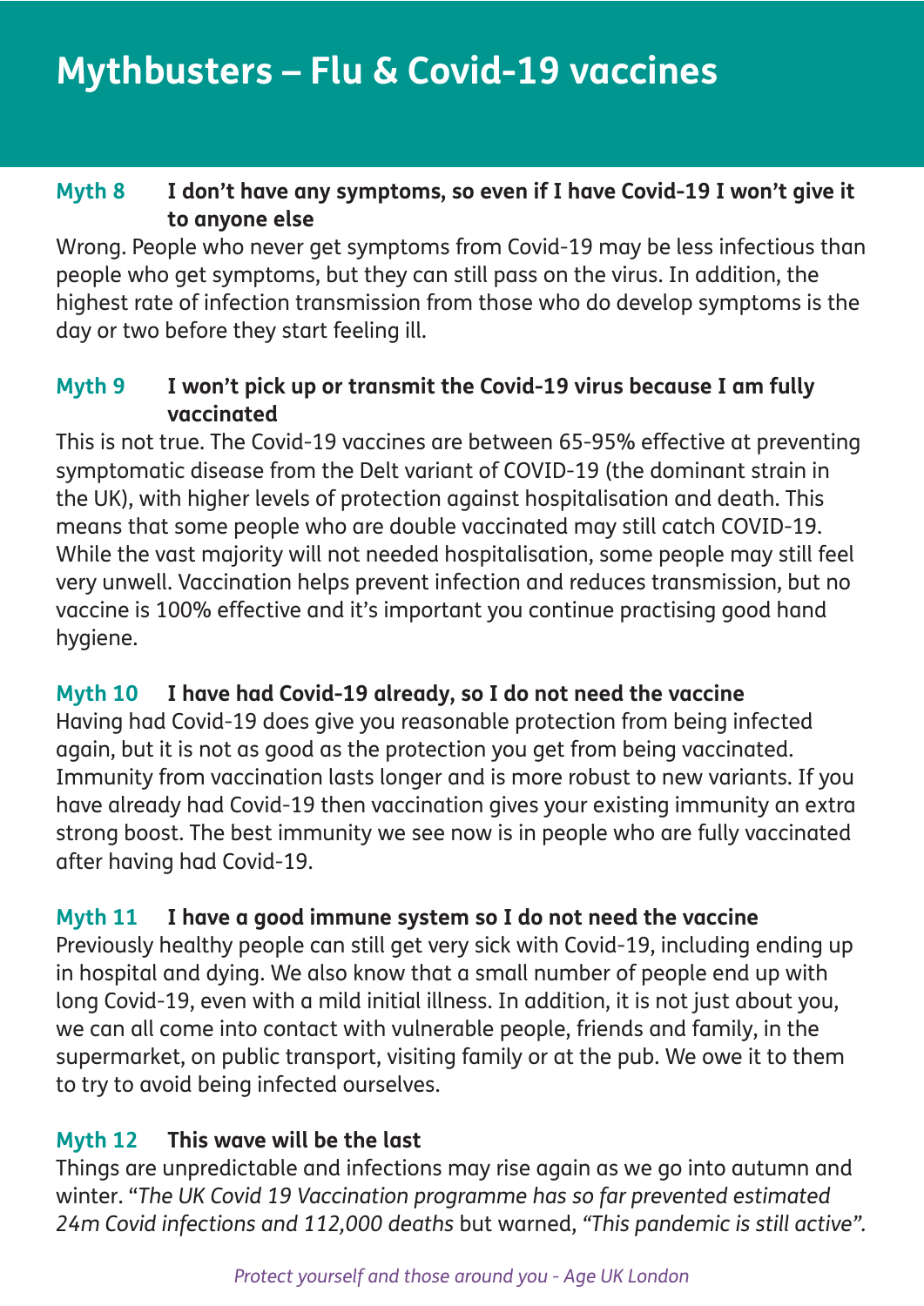# Mythbusters – Flu & Covid-19 vaccines

**Myth 8 I don't have any symptoms, so even if I have Covid-19 I won't give it to anyone else**

Wrong. People who never get symptoms from Covid-19 may be less infectious than people who get symptoms, but they can still pass on the virus. In addition, the highest rate of infection transmission from those who do develop symptoms is the day or two before they start feeling ill.

**Myth 9 I won't pick up or transmit the Covid-19 virus because I am fully vaccinated**

This is not true. The Covid-19 vaccines are between 65-95% effective at preventing symptomatic disease from the Delt variant of COVID-19 (the dominant strain in the UK), with higher levels of protection against hospitalisation and death. This means that some people who are double vaccinated may still catch COVID-19. While the vast majority will not needed hospitalisation, some people may still feel very unwell. Vaccination helps prevent infection and reduces transmission, but no vaccine is 100% effective and it's important you continue practising good hand hygiene.

**Myth 10 I have had Covid-19 already, so I do not need the vaccine**

Having had Covid-19 does give you reasonable protection from being infected again, but it is not as good as the protection you get from being vaccinated. Immunity from vaccination lasts longer and is more robust to new variants. If you have already had Covid-19 then vaccination gives your existing immunity an extra strong boost. The best immunity we see now is in people who are fully vaccinated after having had Covid-19.

**Myth 11 I have a good immune system so I do not need the vaccine**

Previously healthy people can still get very sick with Covid-19, including ending up in hospital and dying. We also know that a small number of people end up with long Covid-19, even with a mild initial illness. In addition, it is not just about you, we can all come into contact with vulnerable people, friends and family, in the supermarket, on public transport, visiting family or at the pub. We owe it to them to try to avoid being infected ourselves.

**Myth 12 This wave will be the last**

Things are unpredictable and infections may rise again as we go into autumn and winter. "*The UK Covid 19 Vaccination programme has so far prevented estimated 24m Covid infections and 112,000 deaths* but warned, *"This pandemic is still active".*

*Protect yourself and those around you - Age UK London*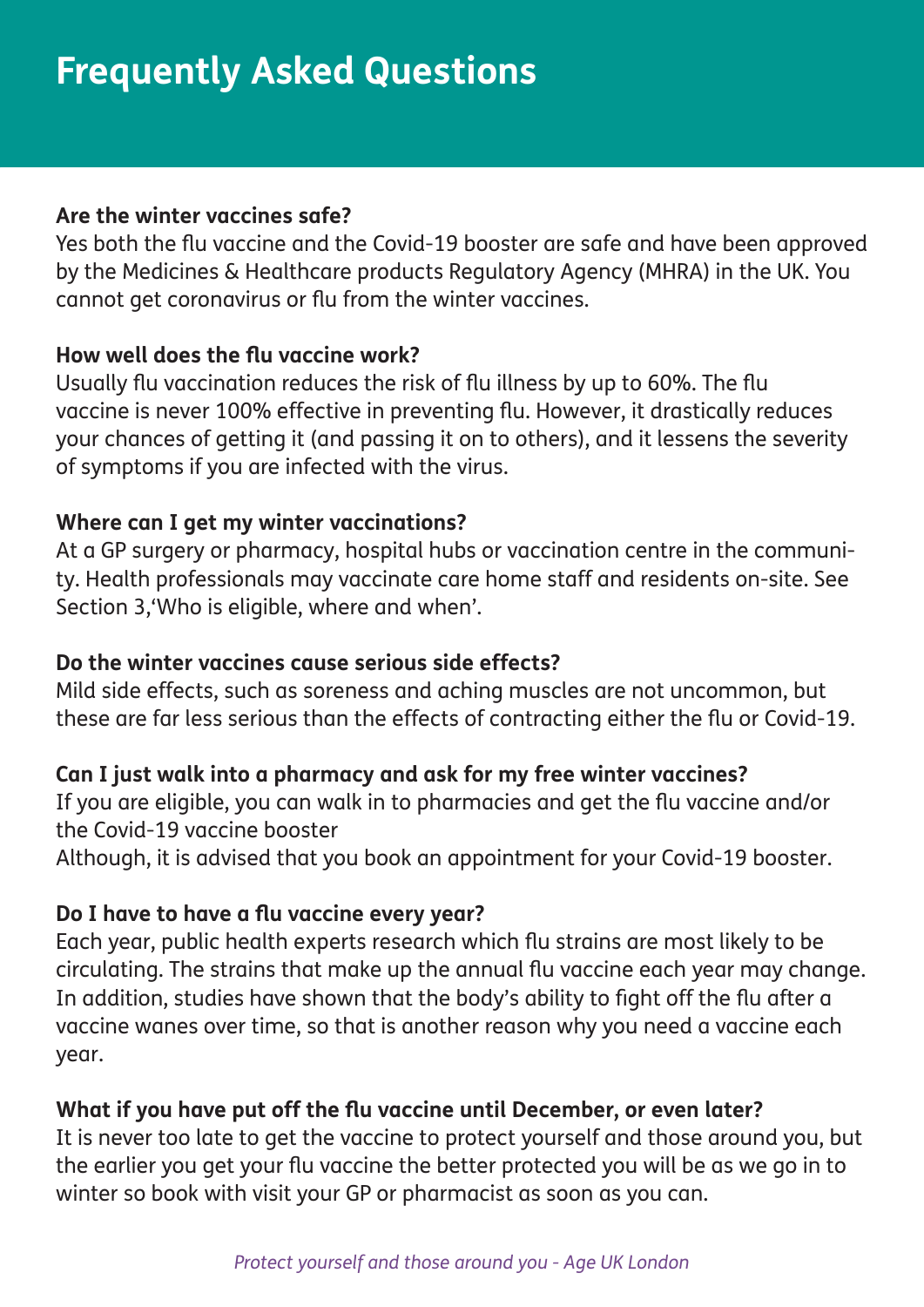# Frequently Asked Questions

**Are the winter vaccines safe?**

Yes both the flu vaccine and the Covid-19 booster are safe and have been approved by the Medicines & Healthcare products Regulatory Agency (MHRA) in the UK. You cannot get coronavirus or flu from the winter vaccines.

**How well does the flu vaccine work?**

Usually flu vaccination reduces the risk of flu illness by up to 60%. The flu vaccine is never 100% effective in preventing flu. However, it drastically reduces your chances of getting it (and passing it on to others), and it lessens the severity of symptoms if you are infected with the virus.

**Where can I get my winter vaccinations?**

At a GP surgery or pharmacy, hospital hubs or vaccination centre in the community. Health professionals may vaccinate care home staff and residents on-site. See Section 3,'Who is eligible, where and when'.

**Do the winter vaccines cause serious side effects?**

Mild side effects, such as soreness and aching muscles are not uncommon, but these are far less serious than the effects of contracting either the flu or Covid-19.

**Can I just walk into a pharmacy and ask for my free winter vaccines?**

If you are eligible, you can walk in to pharmacies and get the flu vaccine and/or the Covid-19 vaccine booster
Although, it is advised that you book an appointment for your Covid-19 booster.

**Do I have to have a flu vaccine every year?**

Each year, public health experts research which flu strains are most likely to be circulating. The strains that make up the annual flu vaccine each year may change. In addition, studies have shown that the body's ability to fight off the flu after a vaccine wanes over time, so that is another reason why you need a vaccine each year.

**What if you have put off the flu vaccine until December, or even later?**

It is never too late to get the vaccine to protect yourself and those around you, but the earlier you get your flu vaccine the better protected you will be as we go in to winter so book with visit your GP or pharmacist as soon as you can.

*Protect yourself and those around you - Age UK London*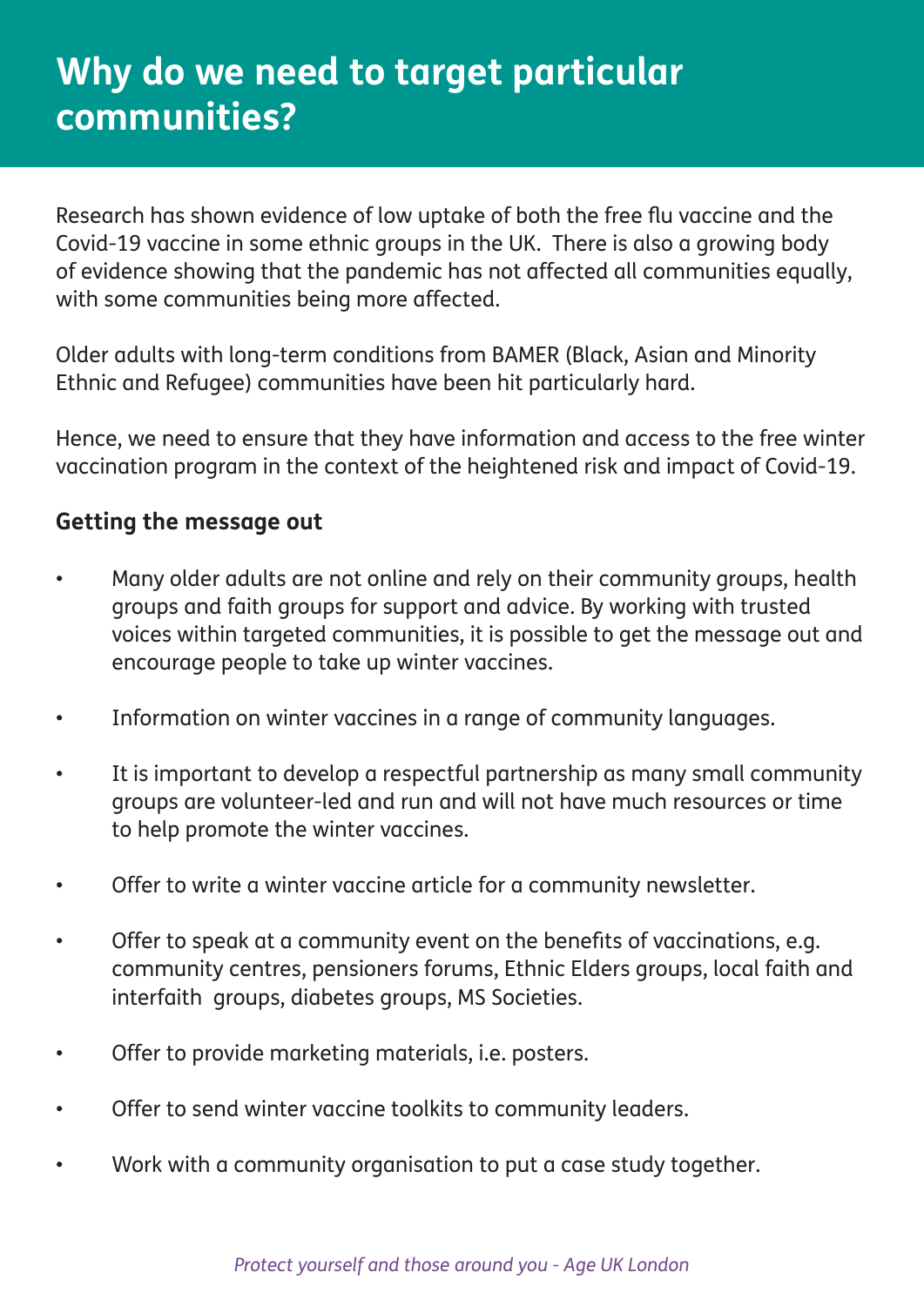# Why do we need to target particular communities?

Research has shown evidence of low uptake of both the free flu vaccine and the Covid-19 vaccine in some ethnic groups in the UK. There is also a growing body of evidence showing that the pandemic has not affected all communities equally, with some communities being more affected.

Older adults with long-term conditions from BAMER (Black, Asian and Minority Ethnic and Refugee) communities have been hit particularly hard.

Hence, we need to ensure that they have information and access to the free winter vaccination program in the context of the heightened risk and impact of Covid-19.

**Getting the message out**

- Many older adults are not online and rely on their community groups, health groups and faith groups for support and advice. By working with trusted voices within targeted communities, it is possible to get the message out and encourage people to take up winter vaccines.
- Information on winter vaccines in a range of community languages.
- It is important to develop a respectful partnership as many small community groups are volunteer-led and run and will not have much resources or time to help promote the winter vaccines.
- Offer to write a winter vaccine article for a community newsletter.
- Offer to speak at a community event on the benefits of vaccinations, e.g. community centres, pensioners forums, Ethnic Elders groups, local faith and interfaith groups, diabetes groups, MS Societies.
- Offer to provide marketing materials, i.e. posters.
- Offer to send winter vaccine toolkits to community leaders.
- Work with a community organisation to put a case study together.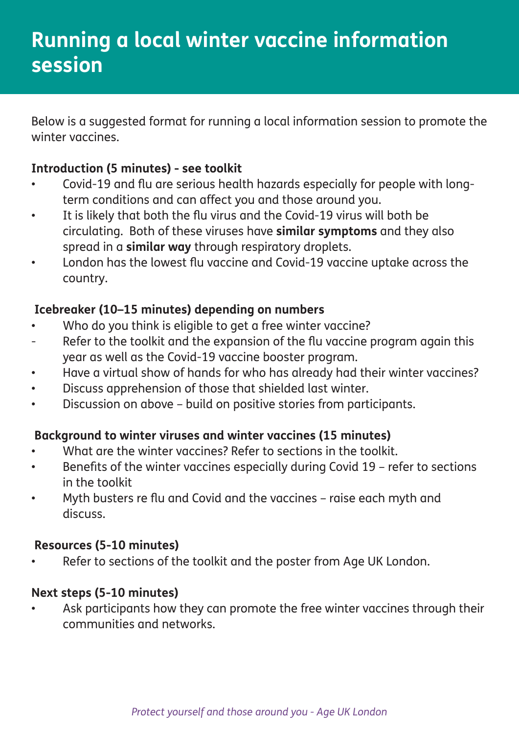# Running a local winter vaccine information session

Below is a suggested format for running a local information session to promote the winter vaccines.

**Introduction (5 minutes) - see toolkit**

- Covid-19 and flu are serious health hazards especially for people with long-term conditions and can affect you and those around you.
- It is likely that both the flu virus and the Covid-19 virus will both be circulating. Both of these viruses have **similar symptoms** and they also spread in a **similar way** through respiratory droplets.
- London has the lowest flu vaccine and Covid-19 vaccine uptake across the country.

**Icebreaker (10–15 minutes) depending on numbers**

- Who do you think is eligible to get a free winter vaccine?
- Refer to the toolkit and the expansion of the flu vaccine program again this year as well as the Covid-19 vaccine booster program.
- Have a virtual show of hands for who has already had their winter vaccines?
- Discuss apprehension of those that shielded last winter.
- Discussion on above – build on positive stories from participants.

**Background to winter viruses and winter vaccines (15 minutes)**

- What are the winter vaccines? Refer to sections in the toolkit.
- Benefits of the winter vaccines especially during Covid 19 – refer to sections in the toolkit
- Myth busters re flu and Covid and the vaccines – raise each myth and discuss.

**Resources (5-10 minutes)**

- Refer to sections of the toolkit and the poster from Age UK London.

**Next steps (5-10 minutes)**

- Ask participants how they can promote the free winter vaccines through their communities and networks.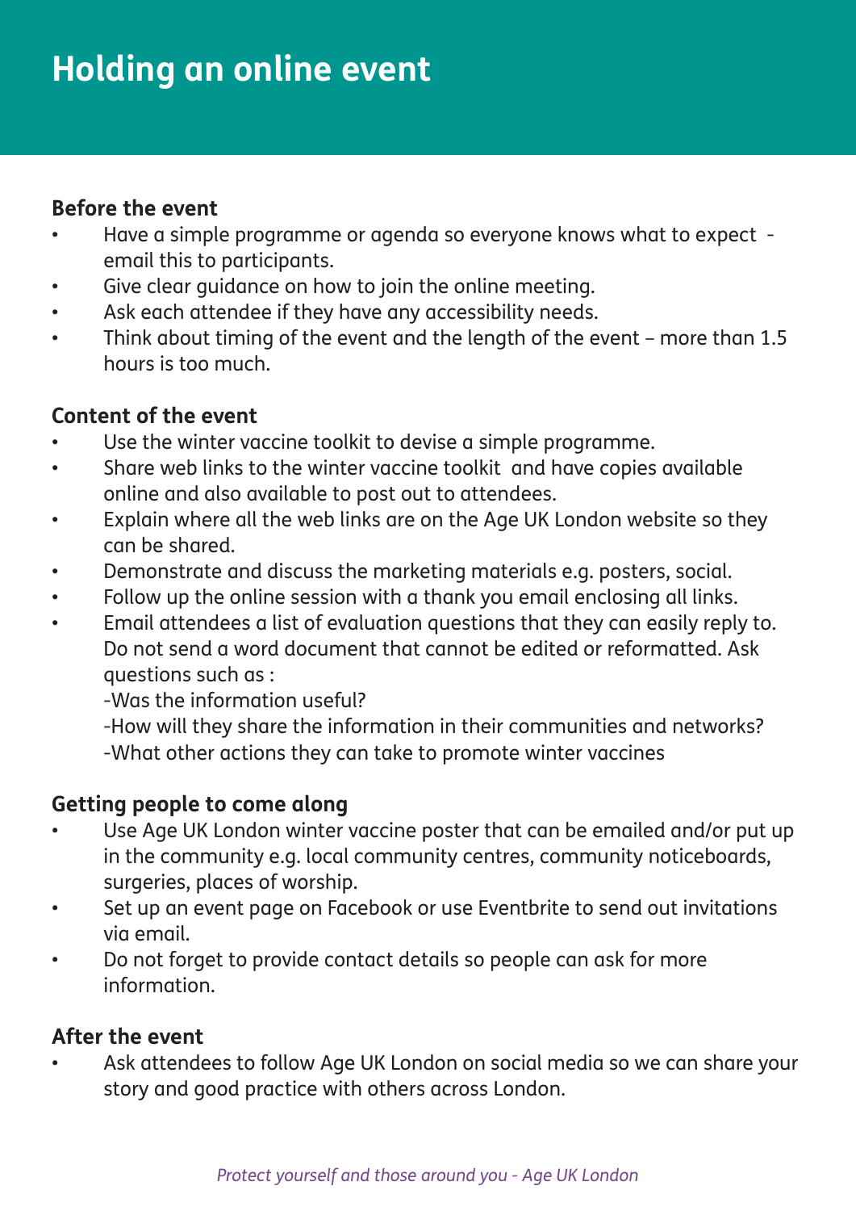# Holding an online event

**Before the event**

- Have a simple programme or agenda so everyone knows what to expect - email this to participants.
- Give clear guidance on how to join the online meeting.
- Ask each attendee if they have any accessibility needs.
- Think about timing of the event and the length of the event – more than 1.5 hours is too much.

**Content of the event**

- Use the winter vaccine toolkit to devise a simple programme.
- Share web links to the winter vaccine toolkit and have copies available online and also available to post out to attendees.
- Explain where all the web links are on the Age UK London website so they can be shared.
- Demonstrate and discuss the marketing materials e.g. posters, social.
- Follow up the online session with a thank you email enclosing all links.
- Email attendees a list of evaluation questions that they can easily reply to. Do not send a word document that cannot be edited or reformatted. Ask questions such as :
  -Was the information useful?
  -How will they share the information in their communities and networks?
  -What other actions they can take to promote winter vaccines

**Getting people to come along**

- Use Age UK London winter vaccine poster that can be emailed and/or put up in the community e.g. local community centres, community noticeboards, surgeries, places of worship.
- Set up an event page on Facebook or use Eventbrite to send out invitations via email.
- Do not forget to provide contact details so people can ask for more information.

**After the event**

- Ask attendees to follow Age UK London on social media so we can share your story and good practice with others across London.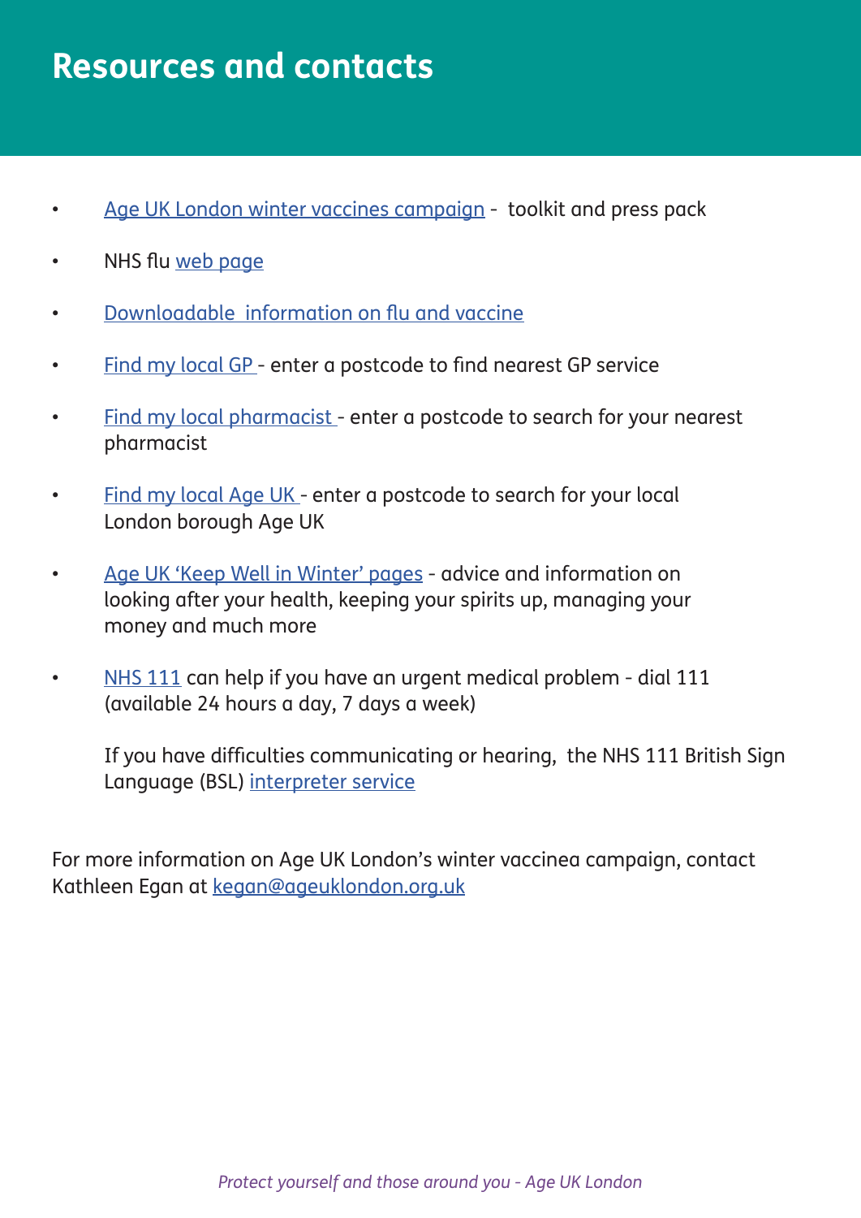# Resources and contacts

- Age UK London winter vaccines campaign - toolkit and press pack
- NHS flu web page
- Downloadable information on flu and vaccine
- Find my local GP - enter a postcode to find nearest GP service
- Find my local pharmacist - enter a postcode to search for your nearest pharmacist
- Find my local Age UK - enter a postcode to search for your local London borough Age UK
- Age UK 'Keep Well in Winter' pages - advice and information on looking after your health, keeping your spirits up, managing your money and much more
- NHS 111 can help if you have an urgent medical problem - dial 111 (available 24 hours a day, 7 days a week)

  If you have difficulties communicating or hearing, the NHS 111 British Sign Language (BSL) interpreter service

For more information on Age UK London's winter vaccinea campaign, contact Kathleen Egan at kegan@ageuklondon.org.uk

*Protect yourself and those around you - Age UK London*